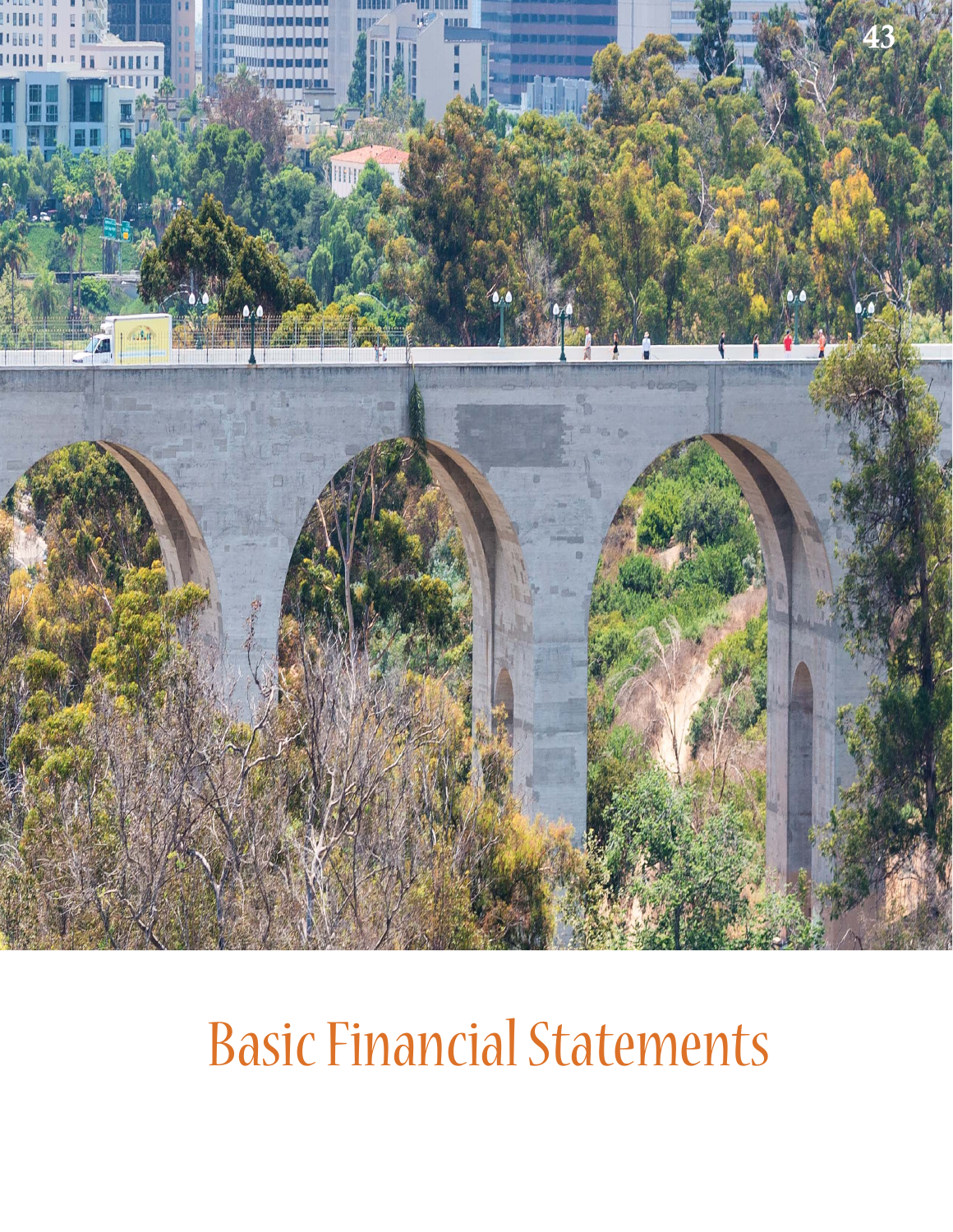# Basic Financial Statements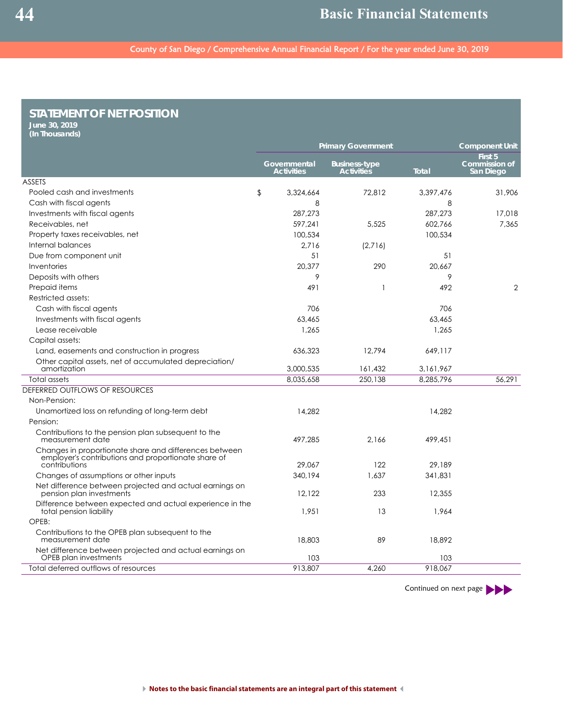## STATEMENT OF NET POSITION

**June 30, 2019**
**(In Thousands)**

| | Primary Government | | | Component Unit |
|---|---|---|---|---|
| | Governmental Activities | Business-type Activities | Total | First 5 Commission of San Diego |
| ASSETS | | | | |
| Pooled cash and investments | $ 3,324,664 | 72,812 | 3,397,476 | 31,906 |
| Cash with fiscal agents | 8 | | 8 | |
| Investments with fiscal agents | 287,273 | | 287,273 | 17,018 |
| Receivables, net | 597,241 | 5,525 | 602,766 | 7,365 |
| Property taxes receivables, net | 100,534 | | 100,534 | |
| Internal balances | 2,716 | (2,716) | | |
| Due from component unit | 51 | | 51 | |
| Inventories | 20,377 | 290 | 20,667 | |
| Deposits with others | 9 | | 9 | |
| Prepaid items | 491 | 1 | 492 | 2 |
| Restricted assets: | | | | |
| Cash with fiscal agents | 706 | | 706 | |
| Investments with fiscal agents | 63,465 | | 63,465 | |
| Lease receivable | 1,265 | | 1,265 | |
| Capital assets: | | | | |
| Land, easements and construction in progress | 636,323 | 12,794 | 649,117 | |
| Other capital assets, net of accumulated depreciation/ amortization | 3,000,535 | 161,432 | 3,161,967 | |
| Total assets | 8,035,658 | 250,138 | 8,285,796 | 56,291 |
| DEFERRED OUTFLOWS OF RESOURCES | | | | |
| Non-Pension: | | | | |
| Unamortized loss on refunding of long-term debt | 14,282 | | 14,282 | |
| Pension: | | | | |
| Contributions to the pension plan subsequent to the measurement date | 497,285 | 2,166 | 499,451 | |
| Changes in proportionate share and differences between employer's contributions and proportionate share of contributions | 29,067 | 122 | 29,189 | |
| Changes of assumptions or other inputs | 340,194 | 1,637 | 341,831 | |
| Net difference between projected and actual earnings on pension plan investments | 12,122 | 233 | 12,355 | |
| Difference between expected and actual experience in the total pension liability | 1,951 | 13 | 1,964 | |
| OPEB: | | | | |
| Contributions to the OPEB plan subsequent to the measurement date | 18,803 | 89 | 18,892 | |
| Net difference between projected and actual earnings on OPEB plan investments | 103 | | 103 | |
| Total deferred outflows of resources | 913,807 | 4,260 | 918,067 | |

Continued on next page ▶▶▶

▸ **Notes to the basic financial statements are an integral part of this statement** ◂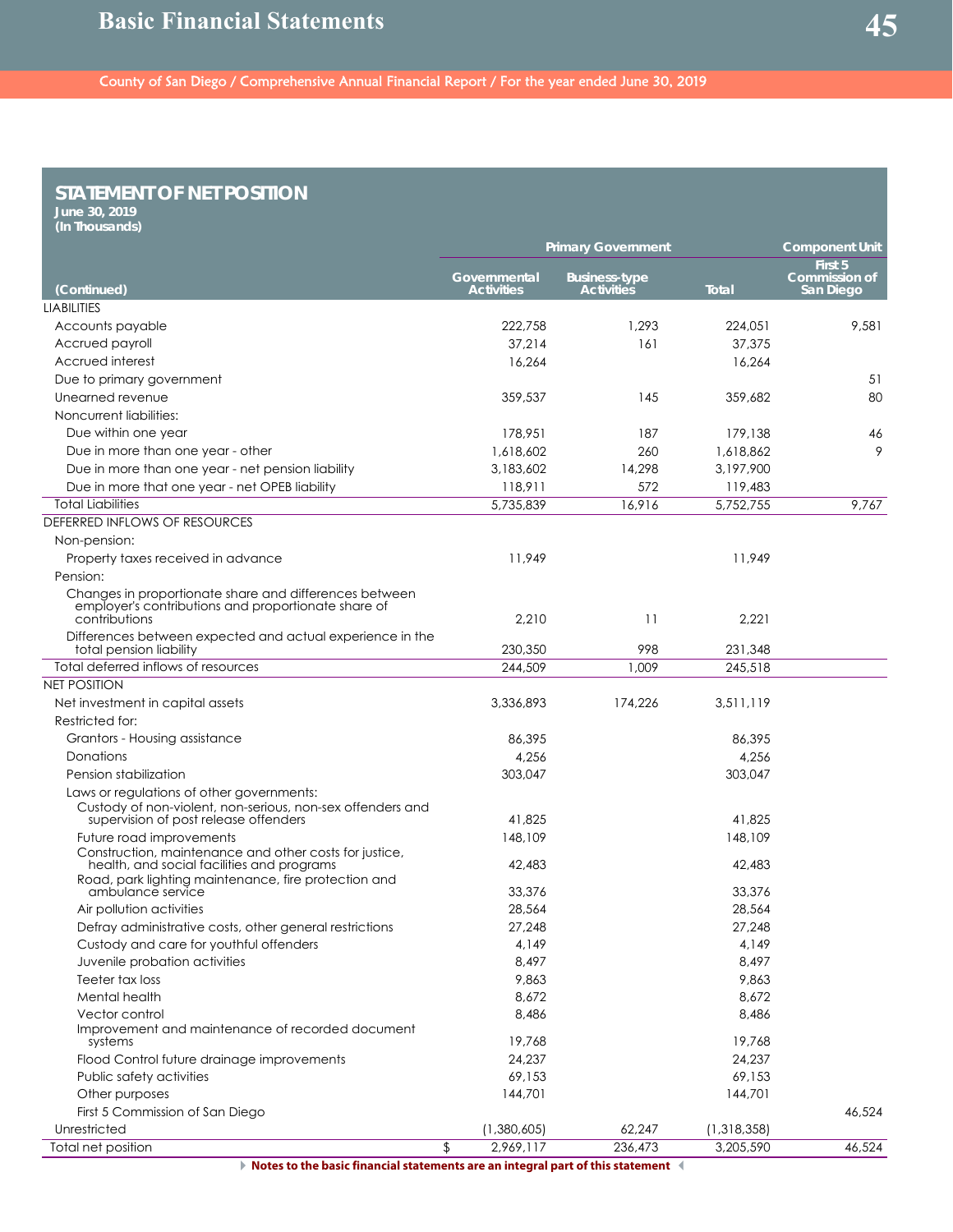## STATEMENT OF NET POSITION

**June 30, 2019**
**(In Thousands)**

| (Continued) | Primary Government: Governmental Activities | Primary Government: Business-type Activities | Primary Government: Total | Component Unit: First 5 Commission of San Diego |
|---|---|---|---|---|
| LIABILITIES | | | | |
| Accounts payable | 222,758 | 1,293 | 224,051 | 9,581 |
| Accrued payroll | 37,214 | 161 | 37,375 | |
| Accrued interest | 16,264 | | 16,264 | |
| Due to primary government | | | | 51 |
| Unearned revenue | 359,537 | 145 | 359,682 | 80 |
| Noncurrent liabilities: | | | | |
| Due within one year | 178,951 | 187 | 179,138 | 46 |
| Due in more than one year - other | 1,618,602 | 260 | 1,618,862 | 9 |
| Due in more than one year - net pension liability | 3,183,602 | 14,298 | 3,197,900 | |
| Due in more that one year - net OPEB liability | 118,911 | 572 | 119,483 | |
| Total Liabilities | 5,735,839 | 16,916 | 5,752,755 | 9,767 |
| DEFERRED INFLOWS OF RESOURCES | | | | |
| Non-pension: | | | | |
| Property taxes received in advance | 11,949 | | 11,949 | |
| Pension: | | | | |
| Changes in proportionate share and differences between employer's contributions and proportionate share of contributions | 2,210 | 11 | 2,221 | |
| Differences between expected and actual experience in the total pension liability | 230,350 | 998 | 231,348 | |
| Total deferred inflows of resources | 244,509 | 1,009 | 245,518 | |
| NET POSITION | | | | |
| Net investment in capital assets | 3,336,893 | 174,226 | 3,511,119 | |
| Restricted for: | | | | |
| Grantors - Housing assistance | 86,395 | | 86,395 | |
| Donations | 4,256 | | 4,256 | |
| Pension stabilization | 303,047 | | 303,047 | |
| Laws or regulations of other governments: | | | | |
| Custody of non-violent, non-serious, non-sex offenders and supervision of post release offenders | 41,825 | | 41,825 | |
| Future road improvements | 148,109 | | 148,109 | |
| Construction, maintenance and other costs for justice, health, and social facilities and programs | 42,483 | | 42,483 | |
| Road, park lighting maintenance, fire protection and ambulance service | 33,376 | | 33,376 | |
| Air pollution activities | 28,564 | | 28,564 | |
| Defray administrative costs, other general restrictions | 27,248 | | 27,248 | |
| Custody and care for youthful offenders | 4,149 | | 4,149 | |
| Juvenile probation activities | 8,497 | | 8,497 | |
| Teeter tax loss | 9,863 | | 9,863 | |
| Mental health | 8,672 | | 8,672 | |
| Vector control | 8,486 | | 8,486 | |
| Improvement and maintenance of recorded document systems | 19,768 | | 19,768 | |
| Flood Control future drainage improvements | 24,237 | | 24,237 | |
| Public safety activities | 69,153 | | 69,153 | |
| Other purposes | 144,701 | | 144,701 | |
| First 5 Commission of San Diego | | | | 46,524 |
| Unrestricted | (1,380,605) | 62,247 | (1,318,358) | |
| Total net position | $ 2,969,117 | 236,473 | 3,205,590 | 46,524 |

**Notes to the basic financial statements are an integral part of this statement**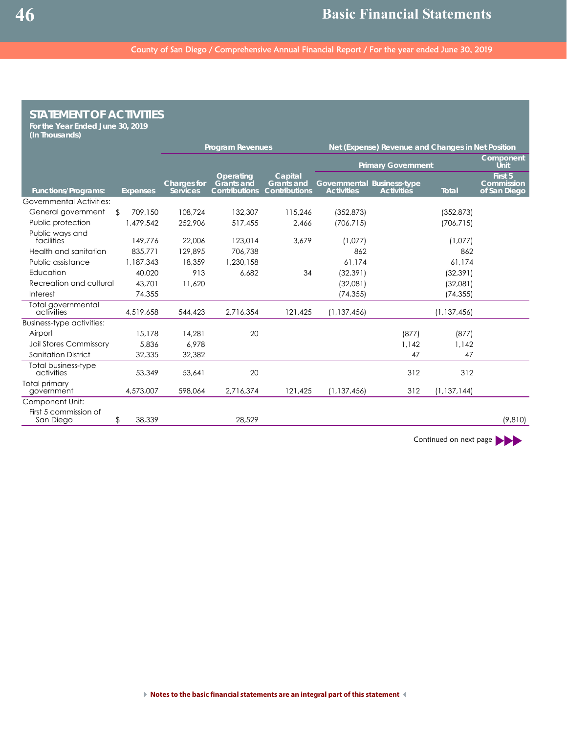## STATEMENT OF ACTIVITIES

**For the Year Ended June 30, 2019**
**(In Thousands)**

| | | Program Revenues | | | Net (Expense) Revenue and Changes in Net Position | | | |
|---|---|---|---|---|---|---|---|---|
| | | | | | Primary Government | | | Component Unit |
| Functions/Programs: | Expenses | Charges for Services | Operating Grants and Contributions | Capital Grants and Contributions | Governmental Activities | Business-type Activities | Total | First 5 Commission of San Diego |
| Governmental Activities: | | | | | | | | |
| General government | $ 709,150 | 108,724 | 132,307 | 115,246 | (352,873) | | (352,873) | |
| Public protection | 1,479,542 | 252,906 | 517,455 | 2,466 | (706,715) | | (706,715) | |
| Public ways and facilities | 149,776 | 22,006 | 123,014 | 3,679 | (1,077) | | (1,077) | |
| Health and sanitation | 835,771 | 129,895 | 706,738 | | 862 | | 862 | |
| Public assistance | 1,187,343 | 18,359 | 1,230,158 | | 61,174 | | 61,174 | |
| Education | 40,020 | 913 | 6,682 | 34 | (32,391) | | (32,391) | |
| Recreation and cultural | 43,701 | 11,620 | | | (32,081) | | (32,081) | |
| Interest | 74,355 | | | | (74,355) | | (74,355) | |
| Total governmental activities | 4,519,658 | 544,423 | 2,716,354 | 121,425 | (1,137,456) | | (1,137,456) | |
| Business-type activities: | | | | | | | | |
| Airport | 15,178 | 14,281 | 20 | | | (877) | (877) | |
| Jail Stores Commissary | 5,836 | 6,978 | | | | 1,142 | 1,142 | |
| Sanitation District | 32,335 | 32,382 | | | | 47 | 47 | |
| Total business-type activities | 53,349 | 53,641 | 20 | | | 312 | 312 | |
| Total primary government | 4,573,007 | 598,064 | 2,716,374 | 121,425 | (1,137,456) | 312 | (1,137,144) | |
| Component Unit: | | | | | | | | |
| First 5 commission of San Diego | $ 38,339 | | 28,529 | | | | | (9,810) |

Continued on next page

Notes to the basic financial statements are an integral part of this statement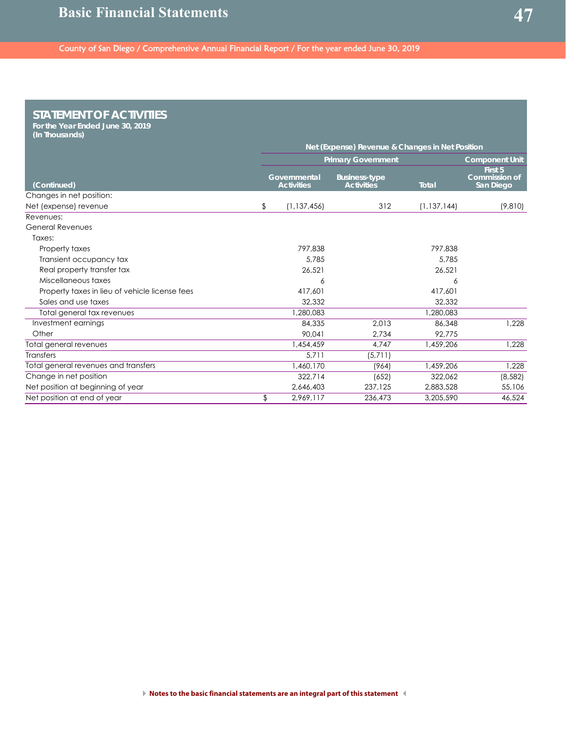## STATEMENT OF ACTIVITIES

**For the Year Ended June 30, 2019**
**(In Thousands)**

| (Continued) | Net (Expense) Revenue & Changes in Net Position — Primary Government — Governmental Activities | Business-type Activities | Total | Component Unit — First 5 Commission of San Diego |
|---|---|---|---|---|
| Changes in net position: | | | | |
| Net (expense) revenue | $ (1,137,456) | 312 | (1,137,144) | (9,810) |
| Revenues: | | | | |
| General Revenues | | | | |
| Taxes: | | | | |
| Property taxes | 797,838 | | 797,838 | |
| Transient occupancy tax | 5,785 | | 5,785 | |
| Real property transfer tax | 26,521 | | 26,521 | |
| Miscellaneous taxes | 6 | | 6 | |
| Property taxes in lieu of vehicle license fees | 417,601 | | 417,601 | |
| Sales and use taxes | 32,332 | | 32,332 | |
| Total general tax revenues | 1,280,083 | | 1,280,083 | |
| Investment earnings | 84,335 | 2,013 | 86,348 | 1,228 |
| Other | 90,041 | 2,734 | 92,775 | |
| Total general revenues | 1,454,459 | 4,747 | 1,459,206 | 1,228 |
| Transfers | 5,711 | (5,711) | | |
| Total general revenues and transfers | 1,460,170 | (964) | 1,459,206 | 1,228 |
| Change in net position | 322,714 | (652) | 322,062 | (8,582) |
| Net position at beginning of year | 2,646,403 | 237,125 | 2,883,528 | 55,106 |
| Net position at end of year | $ 2,969,117 | 236,473 | 3,205,590 | 46,524 |

**Notes to the basic financial statements are an integral part of this statement**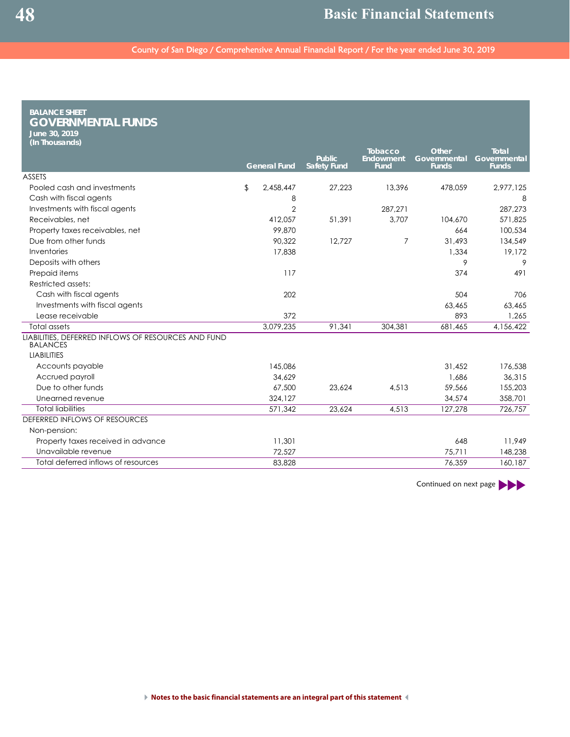## BALANCE SHEET

# GOVERNMENTAL FUNDS

**June 30, 2019**
**(In Thousands)**

| | General Fund | Public Safety Fund | Tobacco Endowment Fund | Other Governmental Funds | Total Governmental Funds |
|---|---|---|---|---|---|
| ASSETS | | | | | |
| Pooled cash and investments | $ 2,458,447 | 27,223 | 13,396 | 478,059 | 2,977,125 |
| Cash with fiscal agents | 8 | | | | 8 |
| Investments with fiscal agents | 2 | | 287,271 | | 287,273 |
| Receivables, net | 412,057 | 51,391 | 3,707 | 104,670 | 571,825 |
| Property taxes receivables, net | 99,870 | | | 664 | 100,534 |
| Due from other funds | 90,322 | 12,727 | 7 | 31,493 | 134,549 |
| Inventories | 17,838 | | | 1,334 | 19,172 |
| Deposits with others | | | | 9 | 9 |
| Prepaid items | 117 | | | 374 | 491 |
| Restricted assets: | | | | | |
| Cash with fiscal agents | 202 | | | 504 | 706 |
| Investments with fiscal agents | | | | 63,465 | 63,465 |
| Lease receivable | 372 | | | 893 | 1,265 |
| Total assets | 3,079,235 | 91,341 | 304,381 | 681,465 | 4,156,422 |
| LIABILITIES, DEFERRED INFLOWS OF RESOURCES AND FUND BALANCES | | | | | |
| LIABILITIES | | | | | |
| Accounts payable | 145,086 | | | 31,452 | 176,538 |
| Accrued payroll | 34,629 | | | 1,686 | 36,315 |
| Due to other funds | 67,500 | 23,624 | 4,513 | 59,566 | 155,203 |
| Unearned revenue | 324,127 | | | 34,574 | 358,701 |
| Total liabilities | 571,342 | 23,624 | 4,513 | 127,278 | 726,757 |
| DEFERRED INFLOWS OF RESOURCES | | | | | |
| Non-pension: | | | | | |
| Property taxes received in advance | 11,301 | | | 648 | 11,949 |
| Unavailable revenue | 72,527 | | | 75,711 | 148,238 |
| Total deferred inflows of resources | 83,828 | | | 76,359 | 160,187 |

Continued on next page

**Notes to the basic financial statements are an integral part of this statement**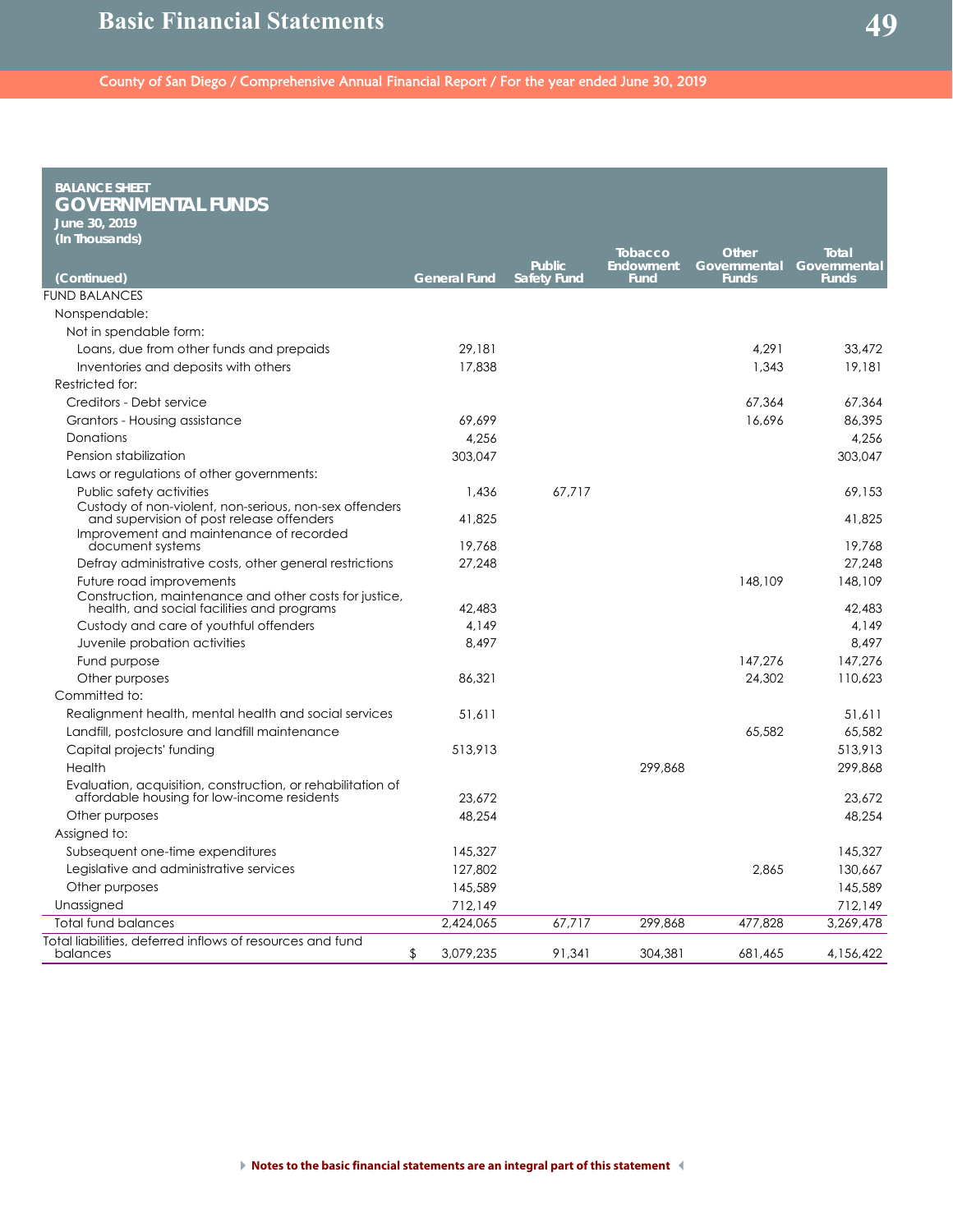**BALANCE SHEET**

## GOVERNMENTAL FUNDS

**June 30, 2019**

**(In Thousands)**

| (Continued) | General Fund | Public Safety Fund | Tobacco Endowment Fund | Other Governmental Funds | Total Governmental Funds |
|---|---|---|---|---|---|
| FUND BALANCES | | | | | |
| Nonspendable: | | | | | |
| Not in spendable form: | | | | | |
| Loans, due from other funds and prepaids | 29,181 | | | 4,291 | 33,472 |
| Inventories and deposits with others | 17,838 | | | 1,343 | 19,181 |
| Restricted for: | | | | | |
| Creditors - Debt service | | | | 67,364 | 67,364 |
| Grantors - Housing assistance | 69,699 | | | 16,696 | 86,395 |
| Donations | 4,256 | | | | 4,256 |
| Pension stabilization | 303,047 | | | | 303,047 |
| Laws or regulations of other governments: | | | | | |
| Public safety activities | 1,436 | 67,717 | | | 69,153 |
| Custody of non-violent, non-serious, non-sex offenders and supervision of post release offenders | 41,825 | | | | 41,825 |
| Improvement and maintenance of recorded document systems | 19,768 | | | | 19,768 |
| Defray administrative costs, other general restrictions | 27,248 | | | | 27,248 |
| Future road improvements | | | | 148,109 | 148,109 |
| Construction, maintenance and other costs for justice, health, and social facilities and programs | 42,483 | | | | 42,483 |
| Custody and care of youthful offenders | 4,149 | | | | 4,149 |
| Juvenile probation activities | 8,497 | | | | 8,497 |
| Fund purpose | | | | 147,276 | 147,276 |
| Other purposes | 86,321 | | | 24,302 | 110,623 |
| Committed to: | | | | | |
| Realignment health, mental health and social services | 51,611 | | | | 51,611 |
| Landfill, postclosure and landfill maintenance | | | | 65,582 | 65,582 |
| Capital projects' funding | 513,913 | | | | 513,913 |
| Health | | | 299,868 | | 299,868 |
| Evaluation, acquisition, construction, or rehabilitation of affordable housing for low-income residents | 23,672 | | | | 23,672 |
| Other purposes | 48,254 | | | | 48,254 |
| Assigned to: | | | | | |
| Subsequent one-time expenditures | 145,327 | | | | 145,327 |
| Legislative and administrative services | 127,802 | | | 2,865 | 130,667 |
| Other purposes | 145,589 | | | | 145,589 |
| Unassigned | 712,149 | | | | 712,149 |
| Total fund balances | 2,424,065 | 67,717 | 299,868 | 477,828 | 3,269,478 |
| Total liabilities, deferred inflows of resources and fund balances | $ 3,079,235 | 91,341 | 304,381 | 681,465 | 4,156,422 |

**Notes to the basic financial statements are an integral part of this statement**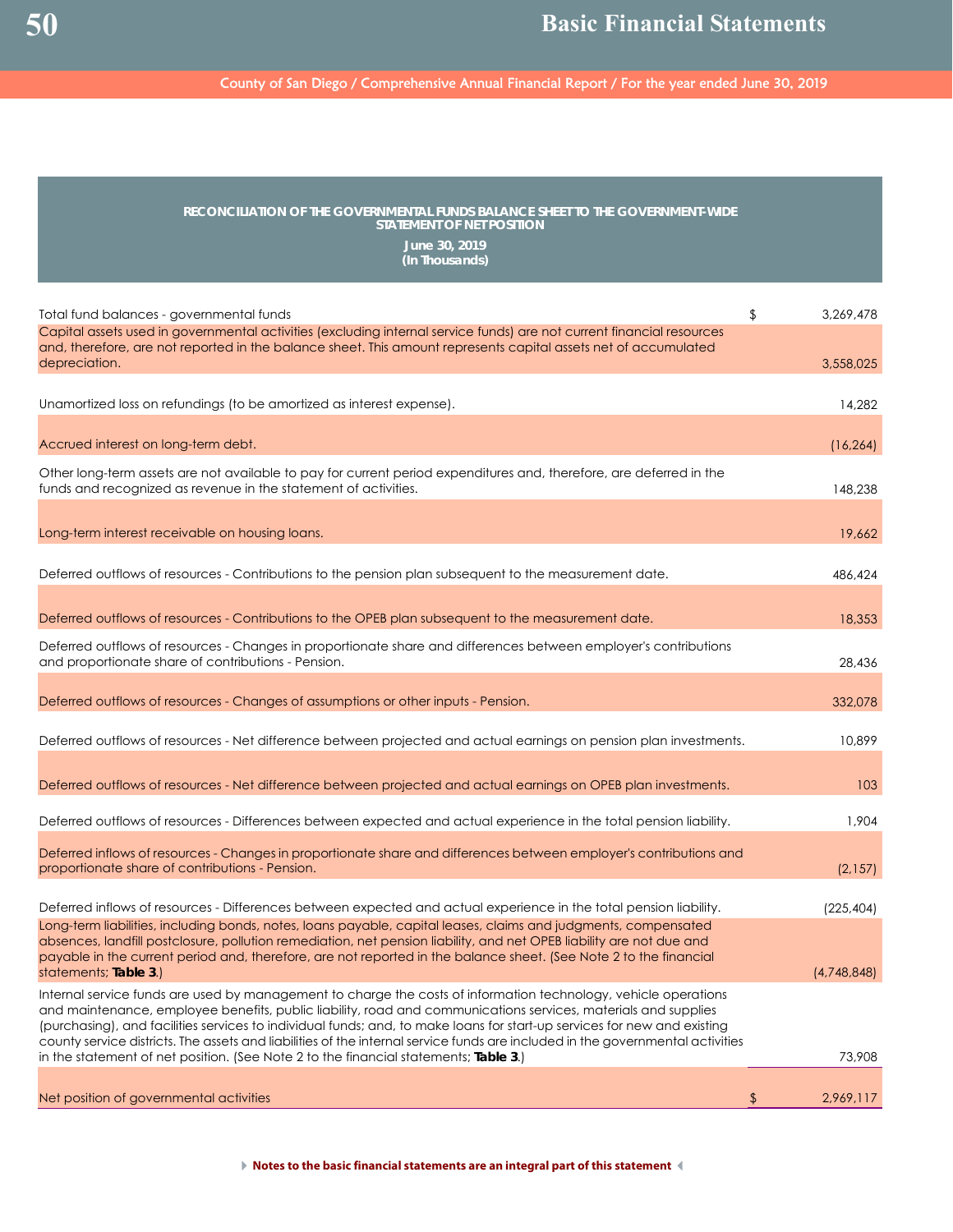## RECONCILIATION OF THE GOVERNMENTAL FUNDS BALANCE SHEET TO THE GOVERNMENT-WIDE STATEMENT OF NET POSITION

**June 30, 2019**
**(In Thousands)**

| | | |
|---|---|---|
| Total fund balances - governmental funds | $ | 3,269,478 |
| Capital assets used in governmental activities (excluding internal service funds) are not current financial resources and, therefore, are not reported in the balance sheet. This amount represents capital assets net of accumulated depreciation. | | 3,558,025 |
| Unamortized loss on refundings (to be amortized as interest expense). | | 14,282 |
| Accrued interest on long-term debt. | | (16,264) |
| Other long-term assets are not available to pay for current period expenditures and, therefore, are deferred in the funds and recognized as revenue in the statement of activities. | | 148,238 |
| Long-term interest receivable on housing loans. | | 19,662 |
| Deferred outflows of resources - Contributions to the pension plan subsequent to the measurement date. | | 486,424 |
| Deferred outflows of resources - Contributions to the OPEB plan subsequent to the measurement date. | | 18,353 |
| Deferred outflows of resources - Changes in proportionate share and differences between employer's contributions and proportionate share of contributions - Pension. | | 28,436 |
| Deferred outflows of resources - Changes of assumptions or other inputs - Pension. | | 332,078 |
| Deferred outflows of resources - Net difference between projected and actual earnings on pension plan investments. | | 10,899 |
| Deferred outflows of resources - Net difference between projected and actual earnings on OPEB plan investments. | | 103 |
| Deferred outflows of resources - Differences between expected and actual experience in the total pension liability. | | 1,904 |
| Deferred inflows of resources - Changes in proportionate share and differences between employer's contributions and proportionate share of contributions - Pension. | | (2,157) |
| Deferred inflows of resources - Differences between expected and actual experience in the total pension liability. | | (225,404) |
| Long-term liabilities, including bonds, notes, loans payable, capital leases, claims and judgments, compensated absences, landfill postclosure, pollution remediation, net pension liability, and net OPEB liability are not due and payable in the current period and, therefore, are not reported in the balance sheet. (See Note 2 to the financial statements; **Table 3**.) | | (4,748,848) |
| Internal service funds are used by management to charge the costs of information technology, vehicle operations and maintenance, employee benefits, public liability, road and communications services, materials and supplies (purchasing), and facilities services to individual funds; and, to make loans for start-up services for new and existing county service districts. The assets and liabilities of the internal service funds are included in the governmental activities in the statement of net position. (See Note 2 to the financial statements; **Table 3**.) | | 73,908 |
| Net position of governmental activities | $ | 2,969,117 |

**Notes to the basic financial statements are an integral part of this statement**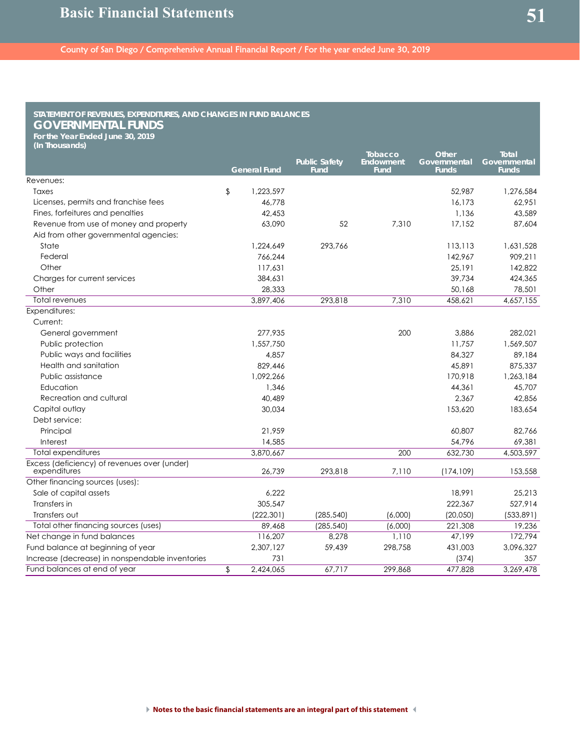# Basic Financial Statements

County of San Diego / Comprehensive Annual Financial Report / For the year ended June 30, 2019

## STATEMENT OF REVENUES, EXPENDITURES, AND CHANGES IN FUND BALANCES
## GOVERNMENTAL FUNDS

**For the Year Ended June 30, 2019**
**(In Thousands)**

| | General Fund | Public Safety Fund | Tobacco Endowment Fund | Other Governmental Funds | Total Governmental Funds |
|---|---|---|---|---|---|
| Revenues: | | | | | |
| Taxes | $ 1,223,597 | | | 52,987 | 1,276,584 |
| Licenses, permits and franchise fees | 46,778 | | | 16,173 | 62,951 |
| Fines, forfeitures and penalties | 42,453 | | | 1,136 | 43,589 |
| Revenue from use of money and property | 63,090 | 52 | 7,310 | 17,152 | 87,604 |
| Aid from other governmental agencies: | | | | | |
| State | 1,224,649 | 293,766 | | 113,113 | 1,631,528 |
| Federal | 766,244 | | | 142,967 | 909,211 |
| Other | 117,631 | | | 25,191 | 142,822 |
| Charges for current services | 384,631 | | | 39,734 | 424,365 |
| Other | 28,333 | | | 50,168 | 78,501 |
| Total revenues | 3,897,406 | 293,818 | 7,310 | 458,621 | 4,657,155 |
| Expenditures: | | | | | |
| Current: | | | | | |
| General government | 277,935 | | 200 | 3,886 | 282,021 |
| Public protection | 1,557,750 | | | 11,757 | 1,569,507 |
| Public ways and facilities | 4,857 | | | 84,327 | 89,184 |
| Health and sanitation | 829,446 | | | 45,891 | 875,337 |
| Public assistance | 1,092,266 | | | 170,918 | 1,263,184 |
| Education | 1,346 | | | 44,361 | 45,707 |
| Recreation and cultural | 40,489 | | | 2,367 | 42,856 |
| Capital outlay | 30,034 | | | 153,620 | 183,654 |
| Debt service: | | | | | |
| Principal | 21,959 | | | 60,807 | 82,766 |
| Interest | 14,585 | | | 54,796 | 69,381 |
| Total expenditures | 3,870,667 | | 200 | 632,730 | 4,503,597 |
| Excess (deficiency) of revenues over (under) expenditures | 26,739 | 293,818 | 7,110 | (174,109) | 153,558 |
| Other financing sources (uses): | | | | | |
| Sale of capital assets | 6,222 | | | 18,991 | 25,213 |
| Transfers in | 305,547 | | | 222,367 | 527,914 |
| Transfers out | (222,301) | (285,540) | (6,000) | (20,050) | (533,891) |
| Total other financing sources (uses) | 89,468 | (285,540) | (6,000) | 221,308 | 19,236 |
| Net change in fund balances | 116,207 | 8,278 | 1,110 | 47,199 | 172,794 |
| Fund balance at beginning of year | 2,307,127 | 59,439 | 298,758 | 431,003 | 3,096,327 |
| Increase (decrease) in nonspendable inventories | 731 | | | (374) | 357 |
| Fund balances at end of year | $ 2,424,065 | 67,717 | 299,868 | 477,828 | 3,269,478 |

**Notes to the basic financial statements are an integral part of this statement**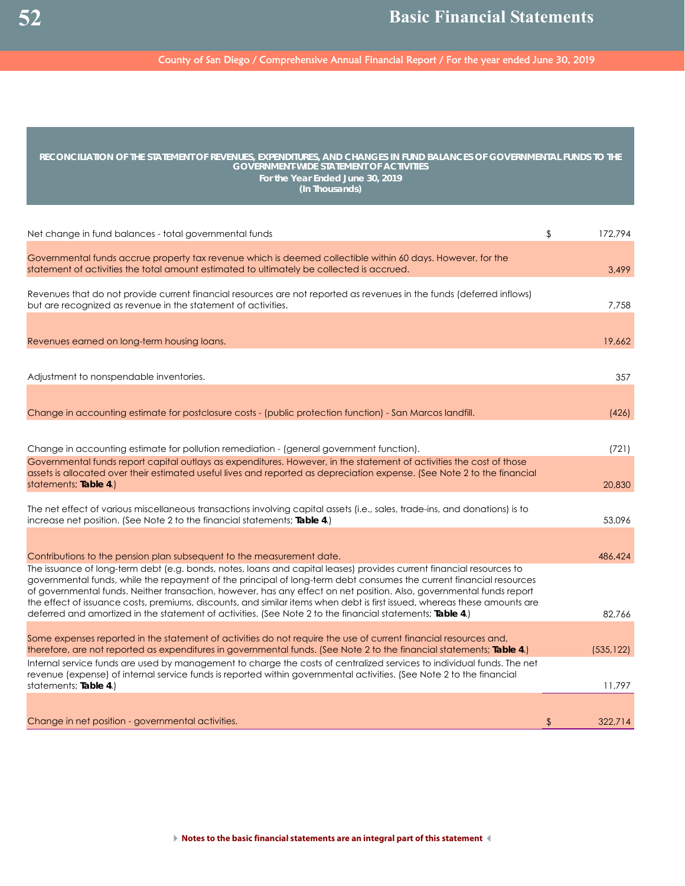# RECONCILIATION OF THE STATEMENT OF REVENUES, EXPENDITURES, AND CHANGES IN FUND BALANCES OF GOVERNMENTAL FUNDS TO THE GOVERNMENT-WIDE STATEMENT OF ACTIVITIES

**For the Year Ended June 30, 2019**
**(In Thousands)**

| | | |
|---|---|---|
| Net change in fund balances - total governmental funds | $ | 172,794 |
| Governmental funds accrue property tax revenue which is deemed collectible within 60 days. However, for the statement of activities the total amount estimated to ultimately be collected is accrued. | | 3,499 |
| Revenues that do not provide current financial resources are not reported as revenues in the funds (deferred inflows) but are recognized as revenue in the statement of activities. | | 7,758 |
| Revenues earned on long-term housing loans. | | 19,662 |
| Adjustment to nonspendable inventories. | | 357 |
| Change in accounting estimate for postclosure costs - (public protection function) - San Marcos landfill. | | (426) |
| Change in accounting estimate for pollution remediation - (general government function). | | (721) |
| Governmental funds report capital outlays as expenditures. However, in the statement of activities the cost of those assets is allocated over their estimated useful lives and reported as depreciation expense. (See Note 2 to the financial statements; **Table 4**.) | | 20,830 |
| The net effect of various miscellaneous transactions involving capital assets (i.e., sales, trade-ins, and donations) is to increase net position. (See Note 2 to the financial statements; **Table 4**.) | | 53,096 |
| Contributions to the pension plan subsequent to the measurement date. | | 486,424 |
| The issuance of long-term debt (e.g. bonds, notes, loans and capital leases) provides current financial resources to governmental funds, while the repayment of the principal of long-term debt consumes the current financial resources of governmental funds. Neither transaction, however, has any effect on net position. Also, governmental funds report the effect of issuance costs, premiums, discounts, and similar items when debt is first issued, whereas these amounts are deferred and amortized in the statement of activities. (See Note 2 to the financial statements; **Table 4**.) | | 82,766 |
| Some expenses reported in the statement of activities do not require the use of current financial resources and, therefore, are not reported as expenditures in governmental funds. (See Note 2 to the financial statements; **Table 4**.) | | (535,122) |
| Internal service funds are used by management to charge the costs of centralized services to individual funds. The net revenue (expense) of internal service funds is reported within governmental activities. (See Note 2 to the financial statements; **Table 4**.) | | 11,797 |
| Change in net position - governmental activities. | $ | 322,714 |

**Notes to the basic financial statements are an integral part of this statement**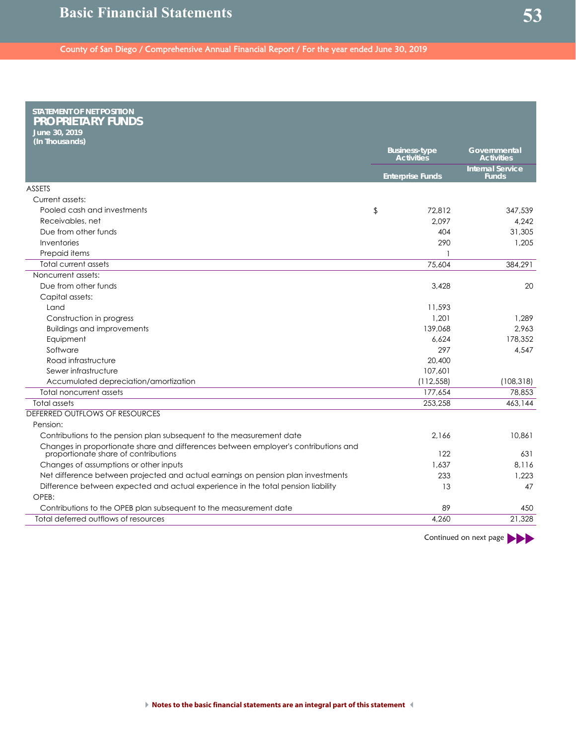**STATEMENT OF NET POSITION**

## PROPRIETARY FUNDS

**June 30, 2019**

**(In Thousands)**

| | Business-type Activities | Governmental Activities |
|---|---|---|
| | Enterprise Funds | Internal Service Funds |
| ASSETS | | |
| Current assets: | | |
| Pooled cash and investments | $ 72,812 | 347,539 |
| Receivables, net | 2,097 | 4,242 |
| Due from other funds | 404 | 31,305 |
| Inventories | 290 | 1,205 |
| Prepaid items | 1 | |
| Total current assets | 75,604 | 384,291 |
| Noncurrent assets: | | |
| Due from other funds | 3,428 | 20 |
| Capital assets: | | |
| Land | 11,593 | |
| Construction in progress | 1,201 | 1,289 |
| Buildings and improvements | 139,068 | 2,963 |
| Equipment | 6,624 | 178,352 |
| Software | 297 | 4,547 |
| Road infrastructure | 20,400 | |
| Sewer infrastructure | 107,601 | |
| Accumulated depreciation/amortization | (112,558) | (108,318) |
| Total noncurrent assets | 177,654 | 78,853 |
| Total assets | 253,258 | 463,144 |
| DEFERRED OUTFLOWS OF RESOURCES | | |
| Pension: | | |
| Contributions to the pension plan subsequent to the measurement date | 2,166 | 10,861 |
| Changes in proportionate share and differences between employer's contributions and proportionate share of contributions | 122 | 631 |
| Changes of assumptions or other inputs | 1,637 | 8,116 |
| Net difference between projected and actual earnings on pension plan investments | 233 | 1,223 |
| Difference between expected and actual experience in the total pension liability | 13 | 47 |
| OPEB: | | |
| Contributions to the OPEB plan subsequent to the measurement date | 89 | 450 |
| Total deferred outflows of resources | 4,260 | 21,328 |

Continued on next page

Notes to the basic financial statements are an integral part of this statement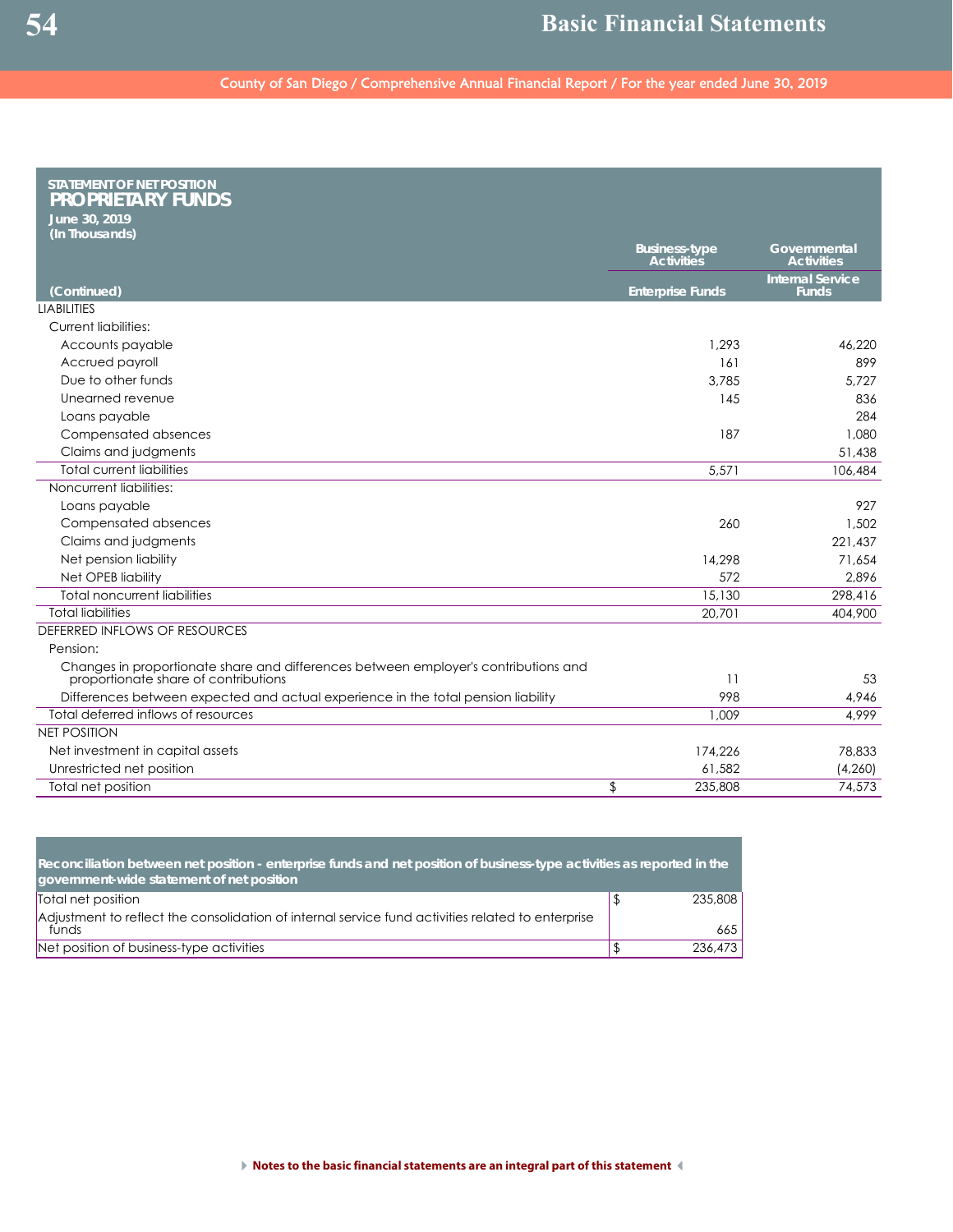## STATEMENT OF NET POSITION
## PROPRIETARY FUNDS

June 30, 2019
(In Thousands)

| (Continued) | Business-type Activities<br>Enterprise Funds | Governmental Activities<br>Internal Service Funds |
|---|---|---|
| LIABILITIES | | |
| Current liabilities: | | |
| Accounts payable | 1,293 | 46,220 |
| Accrued payroll | 161 | 899 |
| Due to other funds | 3,785 | 5,727 |
| Unearned revenue | 145 | 836 |
| Loans payable | | 284 |
| Compensated absences | 187 | 1,080 |
| Claims and judgments | | 51,438 |
| Total current liabilities | 5,571 | 106,484 |
| Noncurrent liabilities: | | |
| Loans payable | | 927 |
| Compensated absences | 260 | 1,502 |
| Claims and judgments | | 221,437 |
| Net pension liability | 14,298 | 71,654 |
| Net OPEB liability | 572 | 2,896 |
| Total noncurrent liabilities | 15,130 | 298,416 |
| Total liabilities | 20,701 | 404,900 |
| DEFERRED INFLOWS OF RESOURCES | | |
| Pension: | | |
| Changes in proportionate share and differences between employer's contributions and proportionate share of contributions | 11 | 53 |
| Differences between expected and actual experience in the total pension liability | 998 | 4,946 |
| Total deferred inflows of resources | 1,009 | 4,999 |
| NET POSITION | | |
| Net investment in capital assets | 174,226 | 78,833 |
| Unrestricted net position | 61,582 | (4,260) |
| Total net position | $ 235,808 | 74,573 |

| Reconciliation between net position - enterprise funds and net position of business-type activities as reported in the government-wide statement of net position | |
|---|---|
| Total net position | $ 235,808 |
| Adjustment to reflect the consolidation of internal service fund activities related to enterprise funds | 665 |
| Net position of business-type activities | $ 236,473 |

**Notes to the basic financial statements are an integral part of this statement**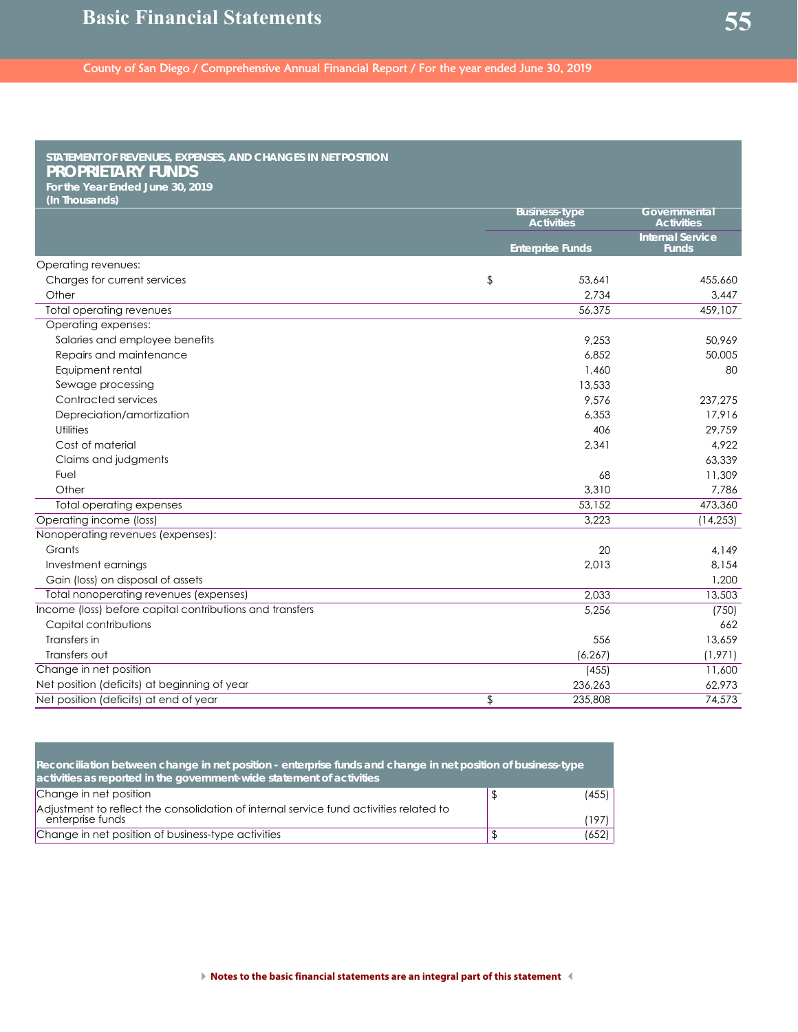## STATEMENT OF REVENUES, EXPENSES, AND CHANGES IN NET POSITION

# PROPRIETARY FUNDS

**For the Year Ended June 30, 2019**
**(In Thousands)**

| | Business-type Activities | Governmental Activities |
|---|---|---|
| | Enterprise Funds | Internal Service Funds |
| Operating revenues: | | |
| Charges for current services | $ 53,641 | 455,660 |
| Other | 2,734 | 3,447 |
| Total operating revenues | 56,375 | 459,107 |
| Operating expenses: | | |
| Salaries and employee benefits | 9,253 | 50,969 |
| Repairs and maintenance | 6,852 | 50,005 |
| Equipment rental | 1,460 | 80 |
| Sewage processing | 13,533 | |
| Contracted services | 9,576 | 237,275 |
| Depreciation/amortization | 6,353 | 17,916 |
| Utilities | 406 | 29,759 |
| Cost of material | 2,341 | 4,922 |
| Claims and judgments | | 63,339 |
| Fuel | 68 | 11,309 |
| Other | 3,310 | 7,786 |
| Total operating expenses | 53,152 | 473,360 |
| Operating income (loss) | 3,223 | (14,253) |
| Nonoperating revenues (expenses): | | |
| Grants | 20 | 4,149 |
| Investment earnings | 2,013 | 8,154 |
| Gain (loss) on disposal of assets | | 1,200 |
| Total nonoperating revenues (expenses) | 2,033 | 13,503 |
| Income (loss) before capital contributions and transfers | 5,256 | (750) |
| Capital contributions | | 662 |
| Transfers in | 556 | 13,659 |
| Transfers out | (6,267) | (1,971) |
| Change in net position | (455) | 11,600 |
| Net position (deficits) at beginning of year | 236,263 | 62,973 |
| Net position (deficits) at end of year | $ 235,808 | 74,573 |

**Reconciliation between change in net position - enterprise funds and change in net position of business-type activities as reported in the government-wide statement of activities**

| | |
|---|---|
| Change in net position | $ (455) |
| Adjustment to reflect the consolidation of internal service fund activities related to enterprise funds | (197) |
| Change in net position of business-type activities | $ (652) |

**Notes to the basic financial statements are an integral part of this statement**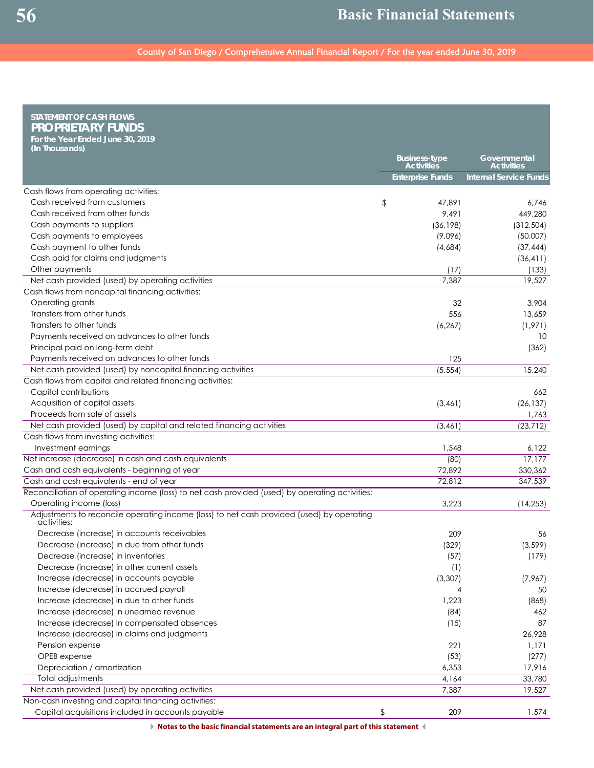## STATEMENT OF CASH FLOWS
## PROPRIETARY FUNDS

**For the Year Ended June 30, 2019**
**(In Thousands)**

| | Business-type Activities | Governmental Activities |
|---|---|---|
| | Enterprise Funds | Internal Service Funds |
| Cash flows from operating activities: | | |
| Cash received from customers | $ 47,891 | 6,746 |
| Cash received from other funds | 9,491 | 449,280 |
| Cash payments to suppliers | (36,198) | (312,504) |
| Cash payments to employees | (9,096) | (50,007) |
| Cash payment to other funds | (4,684) | (37,444) |
| Cash paid for claims and judgments | | (36,411) |
| Other payments | (17) | (133) |
| Net cash provided (used) by operating activities | 7,387 | 19,527 |
| Cash flows from noncapital financing activities: | | |
| Operating grants | 32 | 3,904 |
| Transfers from other funds | 556 | 13,659 |
| Transfers to other funds | (6,267) | (1,971) |
| Payments received on advances to other funds | | 10 |
| Principal paid on long-term debt | | (362) |
| Payments received on advances to other funds | 125 | |
| Net cash provided (used) by noncapital financing activities | (5,554) | 15,240 |
| Cash flows from capital and related financing activities: | | |
| Capital contributions | | 662 |
| Acquisition of capital assets | (3,461) | (26,137) |
| Proceeds from sale of assets | | 1,763 |
| Net cash provided (used) by capital and related financing activities | (3,461) | (23,712) |
| Cash flows from investing activities: | | |
| Investment earnings | 1,548 | 6,122 |
| Net increase (decrease) in cash and cash equivalents | (80) | 17,177 |
| Cash and cash equivalents - beginning of year | 72,892 | 330,362 |
| Cash and cash equivalents - end of year | 72,812 | 347,539 |
| Reconciliation of operating income (loss) to net cash provided (used) by operating activities: | | |
| Operating income (loss) | 3,223 | (14,253) |
| Adjustments to reconcile operating income (loss) to net cash provided (used) by operating activities: | | |
| Decrease (increase) in accounts receivables | 209 | 56 |
| Decrease (increase) in due from other funds | (329) | (3,599) |
| Decrease (increase) in inventories | (57) | (179) |
| Decrease (increase) in other current assets | (1) | |
| Increase (decrease) in accounts payable | (3,307) | (7,967) |
| Increase (decrease) in accrued payroll | 4 | 50 |
| Increase (decrease) in due to other funds | 1,223 | (868) |
| Increase (decrease) in unearned revenue | (84) | 462 |
| Increase (decrease) in compensated absences | (15) | 87 |
| Increase (decrease) in claims and judgments | | 26,928 |
| Pension expense | 221 | 1,171 |
| OPEB expense | (53) | (277) |
| Depreciation / amortization | 6,353 | 17,916 |
| Total adjustments | 4,164 | 33,780 |
| Net cash provided (used) by operating activities | 7,387 | 19,527 |
| Non-cash investing and capital financing activities: | | |
| Capital acquisitions included in accounts payable | $ 209 | 1,574 |

**Notes to the basic financial statements are an integral part of this statement**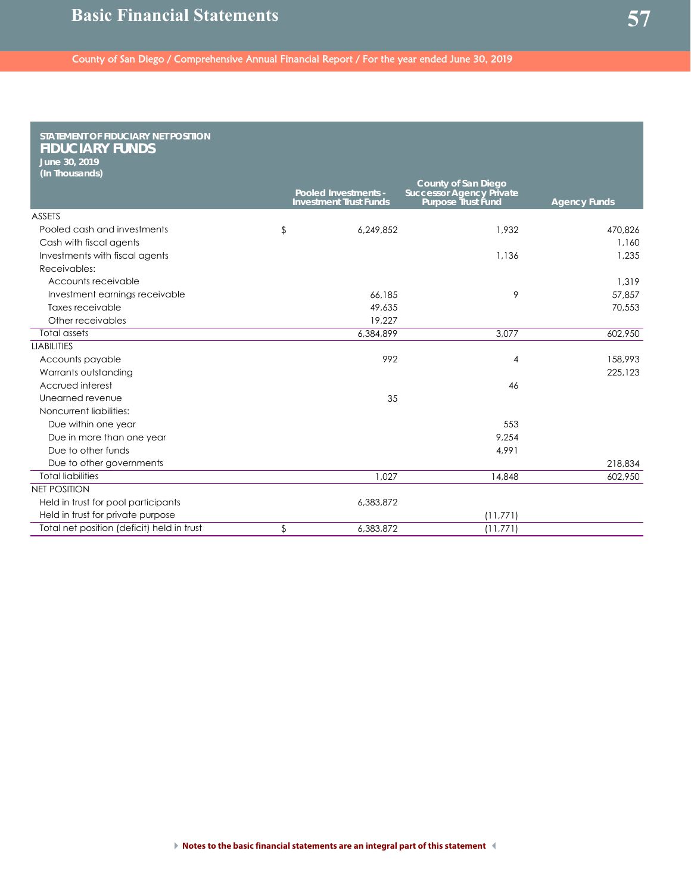## STATEMENT OF FIDUCIARY NET POSITION
# FIDUCIARY FUNDS
**June 30, 2019**
**(In Thousands)**

| | Pooled Investments - Investment Trust Funds | County of San Diego Successor Agency Private Purpose Trust Fund | Agency Funds |
|---|---|---|---|
| ASSETS | | | |
| Pooled cash and investments | $ 6,249,852 | 1,932 | 470,826 |
| Cash with fiscal agents | | | 1,160 |
| Investments with fiscal agents | | 1,136 | 1,235 |
| Receivables: | | | |
| Accounts receivable | | | 1,319 |
| Investment earnings receivable | 66,185 | 9 | 57,857 |
| Taxes receivable | 49,635 | | 70,553 |
| Other receivables | 19,227 | | |
| Total assets | 6,384,899 | 3,077 | 602,950 |
| LIABILITIES | | | |
| Accounts payable | 992 | 4 | 158,993 |
| Warrants outstanding | | | 225,123 |
| Accrued interest | | 46 | |
| Unearned revenue | 35 | | |
| Noncurrent liabilities: | | | |
| Due within one year | | 553 | |
| Due in more than one year | | 9,254 | |
| Due to other funds | | 4,991 | |
| Due to other governments | | | 218,834 |
| Total liabilities | 1,027 | 14,848 | 602,950 |
| NET POSITION | | | |
| Held in trust for pool participants | 6,383,872 | | |
| Held in trust for private purpose | | (11,771) | |
| Total net position (deficit) held in trust | $ 6,383,872 | (11,771) | |

**Notes to the basic financial statements are an integral part of this statement**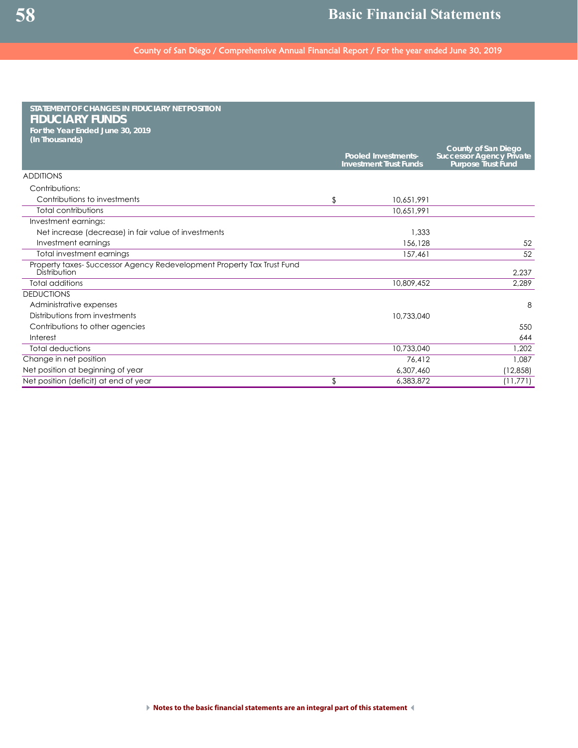## STATEMENT OF CHANGES IN FIDUCIARY NET POSITION

# FIDUCIARY FUNDS

**For the Year Ended June 30, 2019**
**(In Thousands)**

| | Pooled Investments-Investment Trust Funds | County of San Diego Successor Agency Private Purpose Trust Fund |
|---|---|---|
| ADDITIONS | | |
| Contributions: | | |
| Contributions to investments | $ 10,651,991 | |
| Total contributions | 10,651,991 | |
| Investment earnings: | | |
| Net increase (decrease) in fair value of investments | 1,333 | |
| Investment earnings | 156,128 | 52 |
| Total investment earnings | 157,461 | 52 |
| Property taxes- Successor Agency Redevelopment Property Tax Trust Fund Distribution | | 2,237 |
| Total additions | 10,809,452 | 2,289 |
| DEDUCTIONS | | |
| Administrative expenses | | 8 |
| Distributions from investments | 10,733,040 | |
| Contributions to other agencies | | 550 |
| Interest | | 644 |
| Total deductions | 10,733,040 | 1,202 |
| Change in net position | 76,412 | 1,087 |
| Net position at beginning of year | 6,307,460 | (12,858) |
| Net position (deficit) at end of year | $ 6,383,872 | (11,771) |

**Notes to the basic financial statements are an integral part of this statement**